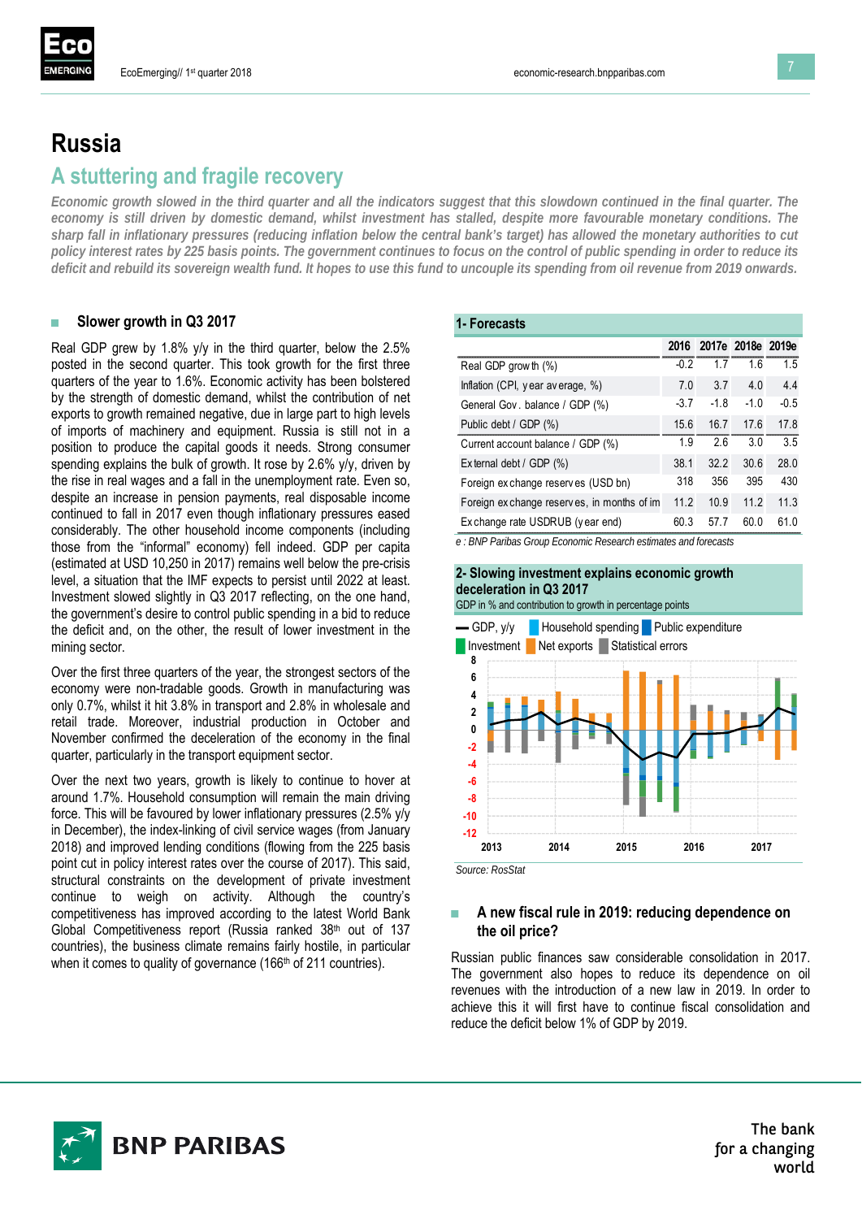# Russia

## A stuttering and fragile recovery

*Economic growth slowed in the third quarter and all the indicators suggest that this slowdown continued in the final quarter. The economy is still driven by domestic demand, whilst investment has stalled, despite more favourable monetary conditions. The sharp fall in inflationary pressures (reducing inflation below the central bank's target) has allowed the monetary authorities to cut policy interest rates by 225 basis points. The government continues to focus on the control of public spending in order to reduce its deficit and rebuild its sovereign wealth fund. It hopes to use this fund to uncouple its spending from oil revenue from 2019 onwards.*

### Slower growth in Q3 2017

Real GDP grew by 1.8% y/y in the third quarter, below the 2.5% posted in the second quarter. This took growth for the first three quarters of the year to 1.6%. Economic activity has been bolstered by the strength of domestic demand, whilst the contribution of net exports to growth remained negative, due in large part to high levels of imports of machinery and equipment. Russia is still not in a position to produce the capital goods it needs. Strong consumer spending explains the bulk of growth. It rose by 2.6% y/y, driven by the rise in real wages and a fall in the unemployment rate. Even so, despite an increase in pension payments, real disposable income continued to fall in 2017 even though inflationary pressures eased considerably. The other household income components (including those from the "informal" economy) fell indeed. GDP per capita (estimated at USD 10,250 in 2017) remains well below the pre-crisis level, a situation that the IMF expects to persist until 2022 at least. Investment slowed slightly in Q3 2017 reflecting, on the one hand, the government's desire to control public spending in a bid to reduce the deficit and, on the other, the result of lower investment in the mining sector.

Over the first three quarters of the year, the strongest sectors of the economy were non-tradable goods. Growth in manufacturing was only 0.7%, whilst it hit 3.8% in transport and 2.8% in wholesale and retail trade. Moreover, industrial production in October and November confirmed the deceleration of the economy in the final quarter, particularly in the transport equipment sector.

Over the next two years, growth is likely to continue to hover at around 1.7%. Household consumption will remain the main driving force. This will be favoured by lower inflationary pressures (2.5% y/y in December), the index-linking of civil service wages (from January 2018) and improved lending conditions (flowing from the 225 basis point cut in policy interest rates over the course of 2017). This said, structural constraints on the development of private investment continue to weigh on activity. Although the country's competitiveness has improved according to the latest World Bank Global Competitiveness report (Russia ranked 38th out of 137 countries), the business climate remains fairly hostile, in particular when it comes to quality of governance (166th of 211 countries).

**1- Forecasts**

| | 2016 | 2017e | 2018e | 2019e |
|---|---|---|---|---|
| Real GDP growth (%) | -0.2 | 1.7 | 1.6 | 1.5 |
| Inflation (CPI, year average, %) | 7.0 | 3.7 | 4.0 | 4.4 |
| General Gov. balance / GDP (%) | -3.7 | -1.8 | -1.0 | -0.5 |
| Public debt / GDP (%) | 15.6 | 16.7 | 17.6 | 17.8 |
| Current account balance / GDP (%) | 1.9 | 2.6 | 3.0 | 3.5 |
| External debt / GDP (%) | 38.1 | 32.2 | 30.6 | 28.0 |
| Foreign exchange reserves (USD bn) | 318 | 356 | 395 | 430 |
| Foreign exchange reserves, in months of im | 11.2 | 10.9 | 11.2 | 11.3 |
| Exchange rate USDRUB (year end) | 60.3 | 57.7 | 60.0 | 61.0 |

*e : BNP Paribas Group Economic Research estimates and forecasts*

**2- Slowing investment explains economic growth deceleration in Q3 2017**

GDP in % and contribution to growth in percentage points

Source: RosStat

### A new fiscal rule in 2019: reducing dependence on the oil price?

Russian public finances saw considerable consolidation in 2017. The government also hopes to reduce its dependence on oil revenues with the introduction of a new law in 2019. In order to achieve this it will first have to continue fiscal consolidation and reduce the deficit below 1% of GDP by 2019.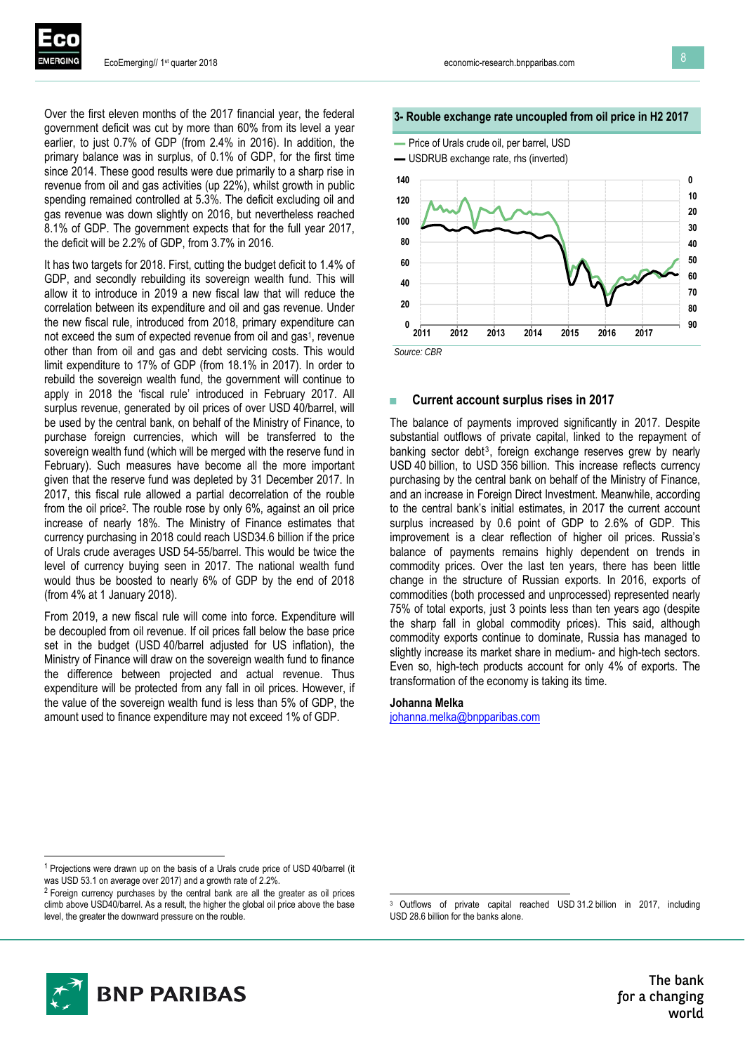Over the first eleven months of the 2017 financial year, the federal government deficit was cut by more than 60% from its level a year earlier, to just 0.7% of GDP (from 2.4% in 2016). In addition, the primary balance was in surplus, of 0.1% of GDP, for the first time since 2014. These good results were due primarily to a sharp rise in revenue from oil and gas activities (up 22%), whilst growth in public spending remained controlled at 5.3%. The deficit excluding oil and gas revenue was down slightly on 2016, but nevertheless reached 8.1% of GDP. The government expects that for the full year 2017, the deficit will be 2.2% of GDP, from 3.7% in 2016.

It has two targets for 2018. First, cutting the budget deficit to 1.4% of GDP, and secondly rebuilding its sovereign wealth fund. This will allow it to introduce in 2019 a new fiscal law that will reduce the correlation between its expenditure and oil and gas revenue. Under the new fiscal rule, introduced from 2018, primary expenditure can not exceed the sum of expected revenue from oil and gas[1], revenue other than from oil and gas and debt servicing costs. This would limit expenditure to 17% of GDP (from 18.1% in 2017). In order to rebuild the sovereign wealth fund, the government will continue to apply in 2018 the 'fiscal rule' introduced in February 2017. All surplus revenue, generated by oil prices of over USD 40/barrel, will be used by the central bank, on behalf of the Ministry of Finance, to purchase foreign currencies, which will be transferred to the sovereign wealth fund (which will be merged with the reserve fund in February). Such measures have become all the more important given that the reserve fund was depleted by 31 December 2017. In 2017, this fiscal rule allowed a partial decorrelation of the rouble from the oil price[2]. The rouble rose by only 6%, against an oil price increase of nearly 18%. The Ministry of Finance estimates that currency purchasing in 2018 could reach USD34.6 billion if the price of Urals crude averages USD 54-55/barrel. This would be twice the level of currency buying seen in 2017. The national wealth fund would thus be boosted to nearly 6% of GDP by the end of 2018 (from 4% at 1 January 2018).

From 2019, a new fiscal rule will come into force. Expenditure will be decoupled from oil revenue. If oil prices fall below the base price set in the budget (USD 40/barrel adjusted for US inflation), the Ministry of Finance will draw on the sovereign wealth fund to finance the difference between projected and actual revenue. Thus expenditure will be protected from any fall in oil prices. However, if the value of the sovereign wealth fund is less than 5% of GDP, the amount used to finance expenditure may not exceed 1% of GDP.

**3- Rouble exchange rate uncoupled from oil price in H2 2017**

Price of Urals crude oil, per barrel, USD
USDRUB exchange rate, rhs (inverted)

140
120
100
80
60
40
20
0

0
10
20
30
40
50
60
70
80
90

2011 2012 2013 2014 2015 2016 2017

*Source: CBR*

## Current account surplus rises in 2017

The balance of payments improved significantly in 2017. Despite substantial outflows of private capital, linked to the repayment of banking sector debt[3], foreign exchange reserves grew by nearly USD 40 billion, to USD 356 billion. This increase reflects currency purchasing by the central bank on behalf of the Ministry of Finance, and an increase in Foreign Direct Investment. Meanwhile, according to the central bank's initial estimates, in 2017 the current account surplus increased by 0.6 point of GDP to 2.6% of GDP. This improvement is a clear reflection of higher oil prices. Russia's balance of payments remains highly dependent on trends in commodity prices. Over the last ten years, there has been little change in the structure of Russian exports. In 2016, exports of commodities (both processed and unprocessed) represented nearly 75% of total exports, just 3 points less than ten years ago (despite the sharp fall in global commodity prices). This said, although commodity exports continue to dominate, Russia has managed to slightly increase its market share in medium- and high-tech sectors. Even so, high-tech products account for only 4% of exports. The transformation of the economy is taking its time.

**Johanna Melka**
johanna.melka@bnpparibas.com

---

[1] Projections were drawn up on the basis of a Urals crude price of USD 40/barrel (it was USD 53.1 on average over 2017) and a growth rate of 2.2%.

[2] Foreign currency purchases by the central bank are all the greater as oil prices climb above USD40/barrel. As a result, the higher the global oil price above the base level, the greater the downward pressure on the rouble.

[3] Outflows of private capital reached USD 31.2 billion in 2017, including USD 28.6 billion for the banks alone.